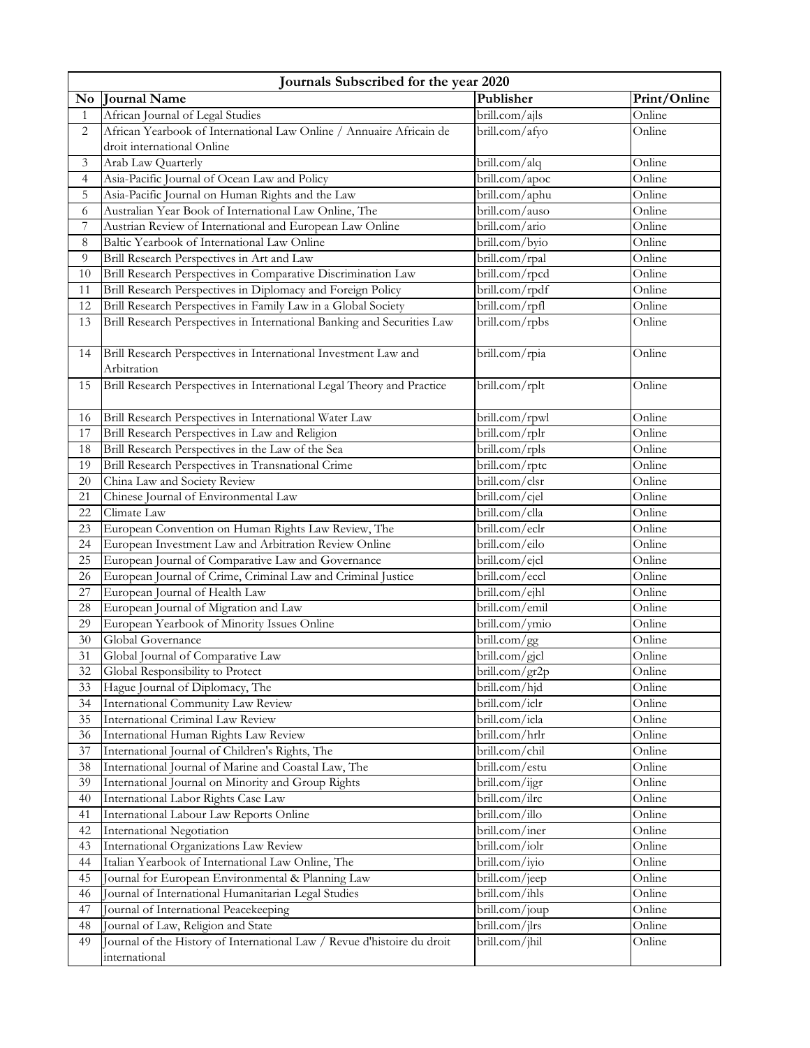| Journals Subscribed for the year 2020 | | | |
|---|---|---|---|
| **No** | **Journal Name** | **Publisher** | **Print/Online** |
| 1 | African Journal of Legal Studies | brill.com/ajls | Online |
| 2 | African Yearbook of International Law Online / Annuaire Africain de droit international Online | brill.com/afyo | Online |
| 3 | Arab Law Quarterly | brill.com/alq | Online |
| 4 | Asia-Pacific Journal of Ocean Law and Policy | brill.com/apoc | Online |
| 5 | Asia-Pacific Journal on Human Rights and the Law | brill.com/aphu | Online |
| 6 | Australian Year Book of International Law Online, The | brill.com/auso | Online |
| 7 | Austrian Review of International and European Law Online | brill.com/ario | Online |
| 8 | Baltic Yearbook of International Law Online | brill.com/byio | Online |
| 9 | Brill Research Perspectives in Art and Law | brill.com/rpal | Online |
| 10 | Brill Research Perspectives in Comparative Discrimination Law | brill.com/rpcd | Online |
| 11 | Brill Research Perspectives in Diplomacy and Foreign Policy | brill.com/rpdf | Online |
| 12 | Brill Research Perspectives in Family Law in a Global Society | brill.com/rpfl | Online |
| 13 | Brill Research Perspectives in International Banking and Securities Law | brill.com/rpbs | Online |
| 14 | Brill Research Perspectives in International Investment Law and Arbitration | brill.com/rpia | Online |
| 15 | Brill Research Perspectives in International Legal Theory and Practice | brill.com/rplt | Online |
| 16 | Brill Research Perspectives in International Water Law | brill.com/rpwl | Online |
| 17 | Brill Research Perspectives in Law and Religion | brill.com/rplr | Online |
| 18 | Brill Research Perspectives in the Law of the Sea | brill.com/rpls | Online |
| 19 | Brill Research Perspectives in Transnational Crime | brill.com/rptc | Online |
| 20 | China Law and Society Review | brill.com/clsr | Online |
| 21 | Chinese Journal of Environmental Law | brill.com/cjel | Online |
| 22 | Climate Law | brill.com/clla | Online |
| 23 | European Convention on Human Rights Law Review, The | brill.com/eclr | Online |
| 24 | European Investment Law and Arbitration Review Online | brill.com/eilo | Online |
| 25 | European Journal of Comparative Law and Governance | brill.com/ejcl | Online |
| 26 | European Journal of Crime, Criminal Law and Criminal Justice | brill.com/eccl | Online |
| 27 | European Journal of Health Law | brill.com/ejhl | Online |
| 28 | European Journal of Migration and Law | brill.com/emil | Online |
| 29 | European Yearbook of Minority Issues Online | brill.com/ymio | Online |
| 30 | Global Governance | brill.com/gg | Online |
| 31 | Global Journal of Comparative Law | brill.com/gjcl | Online |
| 32 | Global Responsibility to Protect | brill.com/gr2p | Online |
| 33 | Hague Journal of Diplomacy, The | brill.com/hjd | Online |
| 34 | International Community Law Review | brill.com/iclr | Online |
| 35 | International Criminal Law Review | brill.com/icla | Online |
| 36 | International Human Rights Law Review | brill.com/hrlr | Online |
| 37 | International Journal of Children's Rights, The | brill.com/chil | Online |
| 38 | International Journal of Marine and Coastal Law, The | brill.com/estu | Online |
| 39 | International Journal on Minority and Group Rights | brill.com/ijgr | Online |
| 40 | International Labor Rights Case Law | brill.com/ilrc | Online |
| 41 | International Labour Law Reports Online | brill.com/illo | Online |
| 42 | International Negotiation | brill.com/iner | Online |
| 43 | International Organizations Law Review | brill.com/iolr | Online |
| 44 | Italian Yearbook of International Law Online, The | brill.com/iyio | Online |
| 45 | Journal for European Environmental & Planning Law | brill.com/jeep | Online |
| 46 | Journal of International Humanitarian Legal Studies | brill.com/ihls | Online |
| 47 | Journal of International Peacekeeping | brill.com/joup | Online |
| 48 | Journal of Law, Religion and State | brill.com/jlrs | Online |
| 49 | Journal of the History of International Law / Revue d'histoire du droit international | brill.com/jhil | Online |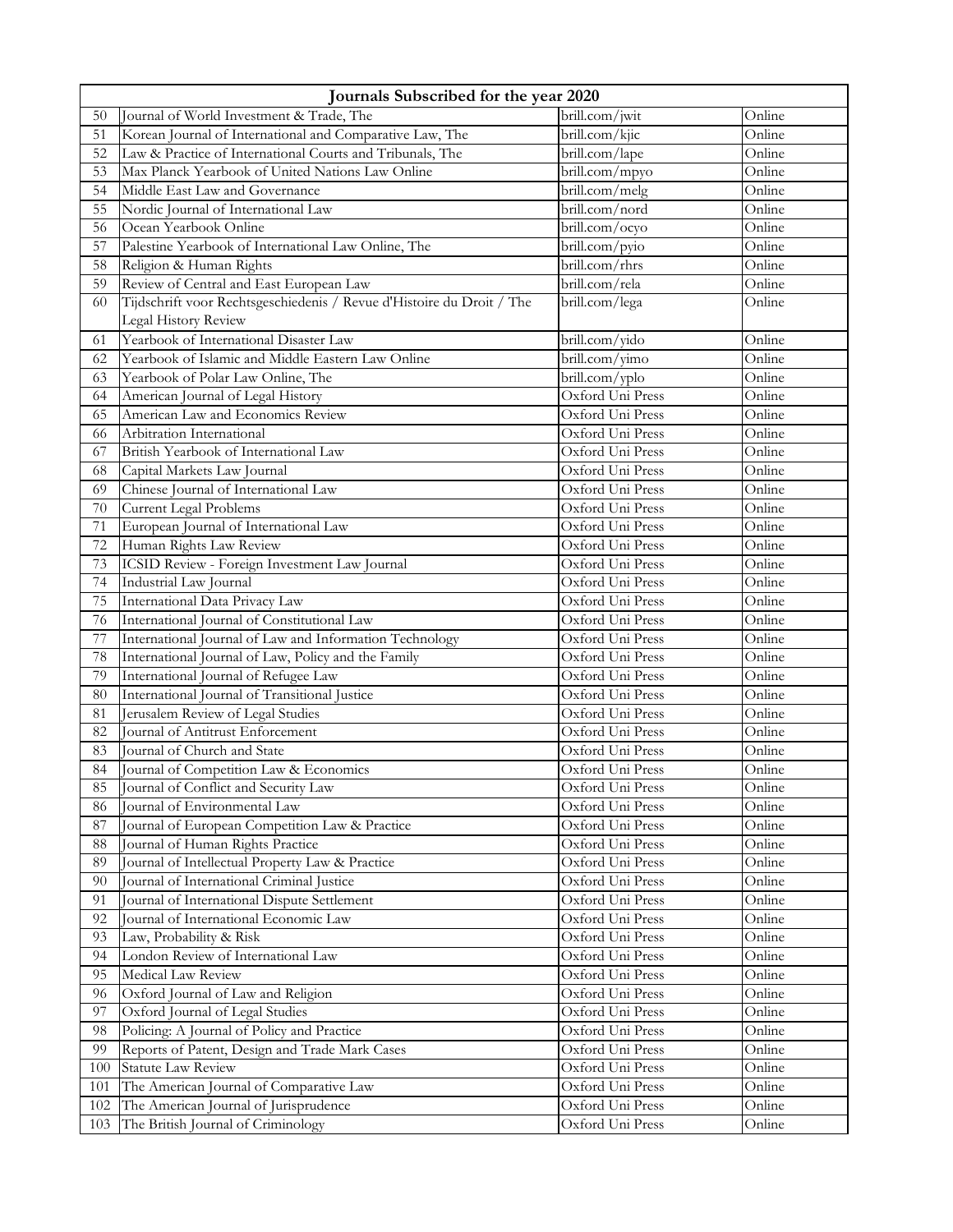| Journals Subscribed for the year 2020 | | | |
|---|---|---|---|
| 50 | Journal of World Investment & Trade, The | brill.com/jwit | Online |
| 51 | Korean Journal of International and Comparative Law, The | brill.com/kjic | Online |
| 52 | Law & Practice of International Courts and Tribunals, The | brill.com/lape | Online |
| 53 | Max Planck Yearbook of United Nations Law Online | brill.com/mpyo | Online |
| 54 | Middle East Law and Governance | brill.com/melg | Online |
| 55 | Nordic Journal of International Law | brill.com/nord | Online |
| 56 | Ocean Yearbook Online | brill.com/ocyo | Online |
| 57 | Palestine Yearbook of International Law Online, The | brill.com/pyio | Online |
| 58 | Religion & Human Rights | brill.com/rhrs | Online |
| 59 | Review of Central and East European Law | brill.com/rela | Online |
| 60 | Tijdschrift voor Rechtsgeschiedenis / Revue d'Histoire du Droit / The Legal History Review | brill.com/lega | Online |
| 61 | Yearbook of International Disaster Law | brill.com/yido | Online |
| 62 | Yearbook of Islamic and Middle Eastern Law Online | brill.com/yimo | Online |
| 63 | Yearbook of Polar Law Online, The | brill.com/yplo | Online |
| 64 | American Journal of Legal History | Oxford Uni Press | Online |
| 65 | American Law and Economics Review | Oxford Uni Press | Online |
| 66 | Arbitration International | Oxford Uni Press | Online |
| 67 | British Yearbook of International Law | Oxford Uni Press | Online |
| 68 | Capital Markets Law Journal | Oxford Uni Press | Online |
| 69 | Chinese Journal of International Law | Oxford Uni Press | Online |
| 70 | Current Legal Problems | Oxford Uni Press | Online |
| 71 | European Journal of International Law | Oxford Uni Press | Online |
| 72 | Human Rights Law Review | Oxford Uni Press | Online |
| 73 | ICSID Review - Foreign Investment Law Journal | Oxford Uni Press | Online |
| 74 | Industrial Law Journal | Oxford Uni Press | Online |
| 75 | International Data Privacy Law | Oxford Uni Press | Online |
| 76 | International Journal of Constitutional Law | Oxford Uni Press | Online |
| 77 | International Journal of Law and Information Technology | Oxford Uni Press | Online |
| 78 | International Journal of Law, Policy and the Family | Oxford Uni Press | Online |
| 79 | International Journal of Refugee Law | Oxford Uni Press | Online |
| 80 | International Journal of Transitional Justice | Oxford Uni Press | Online |
| 81 | Jerusalem Review of Legal Studies | Oxford Uni Press | Online |
| 82 | Journal of Antitrust Enforcement | Oxford Uni Press | Online |
| 83 | Journal of Church and State | Oxford Uni Press | Online |
| 84 | Journal of Competition Law & Economics | Oxford Uni Press | Online |
| 85 | Journal of Conflict and Security Law | Oxford Uni Press | Online |
| 86 | Journal of Environmental Law | Oxford Uni Press | Online |
| 87 | Journal of European Competition Law & Practice | Oxford Uni Press | Online |
| 88 | Journal of Human Rights Practice | Oxford Uni Press | Online |
| 89 | Journal of Intellectual Property Law & Practice | Oxford Uni Press | Online |
| 90 | Journal of International Criminal Justice | Oxford Uni Press | Online |
| 91 | Journal of International Dispute Settlement | Oxford Uni Press | Online |
| 92 | Journal of International Economic Law | Oxford Uni Press | Online |
| 93 | Law, Probability & Risk | Oxford Uni Press | Online |
| 94 | London Review of International Law | Oxford Uni Press | Online |
| 95 | Medical Law Review | Oxford Uni Press | Online |
| 96 | Oxford Journal of Law and Religion | Oxford Uni Press | Online |
| 97 | Oxford Journal of Legal Studies | Oxford Uni Press | Online |
| 98 | Policing: A Journal of Policy and Practice | Oxford Uni Press | Online |
| 99 | Reports of Patent, Design and Trade Mark Cases | Oxford Uni Press | Online |
| 100 | Statute Law Review | Oxford Uni Press | Online |
| 101 | The American Journal of Comparative Law | Oxford Uni Press | Online |
| 102 | The American Journal of Jurisprudence | Oxford Uni Press | Online |
| 103 | The British Journal of Criminology | Oxford Uni Press | Online |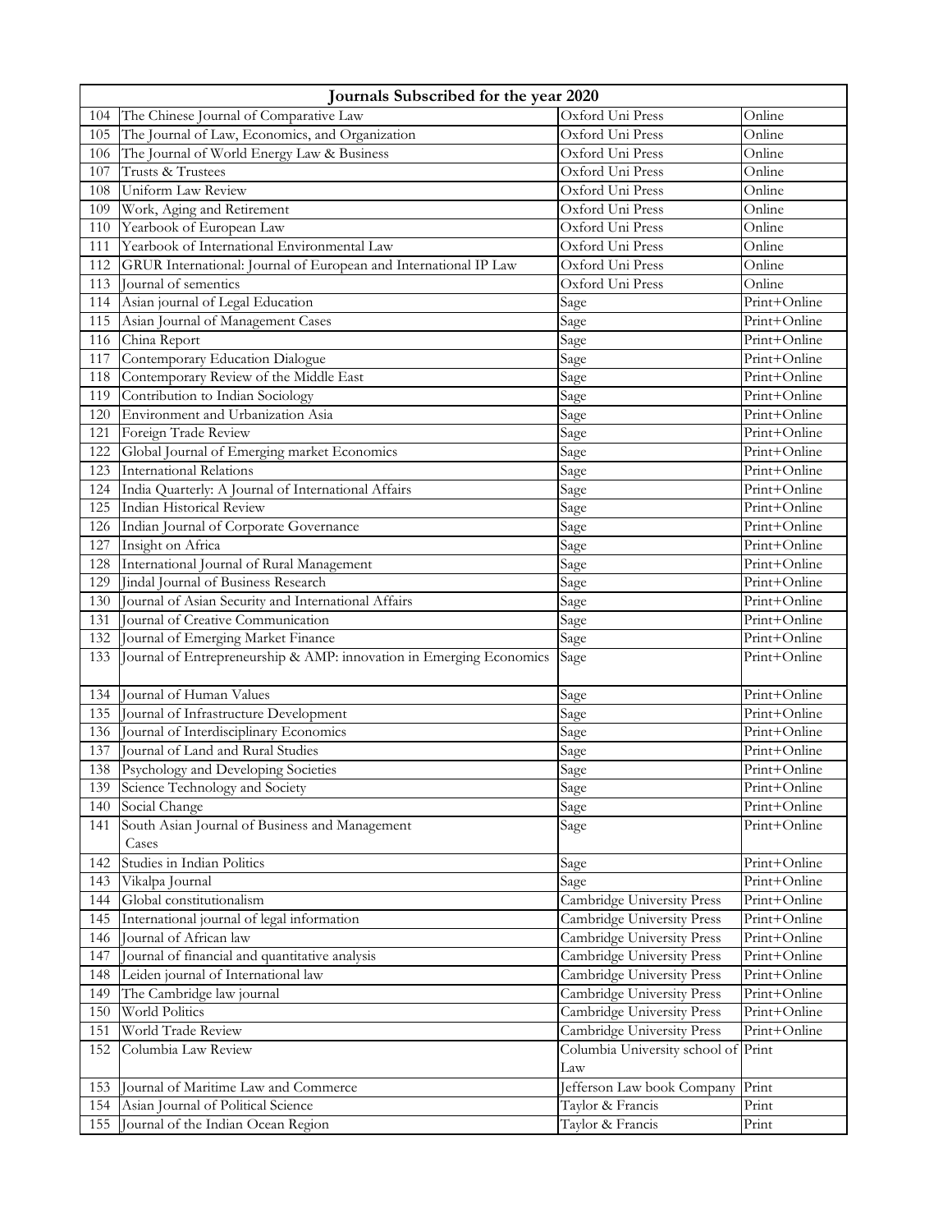| Journals Subscribed for the year 2020 | | | |
|---|---|---|---|
| 104 | The Chinese Journal of Comparative Law | Oxford Uni Press | Online |
| 105 | The Journal of Law, Economics, and Organization | Oxford Uni Press | Online |
| 106 | The Journal of World Energy Law & Business | Oxford Uni Press | Online |
| 107 | Trusts & Trustees | Oxford Uni Press | Online |
| 108 | Uniform Law Review | Oxford Uni Press | Online |
| 109 | Work, Aging and Retirement | Oxford Uni Press | Online |
| 110 | Yearbook of European Law | Oxford Uni Press | Online |
| 111 | Yearbook of International Environmental Law | Oxford Uni Press | Online |
| 112 | GRUR International: Journal of European and International IP Law | Oxford Uni Press | Online |
| 113 | Journal of sementics | Oxford Uni Press | Online |
| 114 | Asian journal of Legal Education | Sage | Print+Online |
| 115 | Asian Journal of Management Cases | Sage | Print+Online |
| 116 | China Report | Sage | Print+Online |
| 117 | Contemporary Education Dialogue | Sage | Print+Online |
| 118 | Contemporary Review of the Middle East | Sage | Print+Online |
| 119 | Contribution to Indian Sociology | Sage | Print+Online |
| 120 | Environment and Urbanization Asia | Sage | Print+Online |
| 121 | Foreign Trade Review | Sage | Print+Online |
| 122 | Global Journal of Emerging market Economics | Sage | Print+Online |
| 123 | International Relations | Sage | Print+Online |
| 124 | India Quarterly: A Journal of International Affairs | Sage | Print+Online |
| 125 | Indian Historical Review | Sage | Print+Online |
| 126 | Indian Journal of Corporate Governance | Sage | Print+Online |
| 127 | Insight on Africa | Sage | Print+Online |
| 128 | International Journal of Rural Management | Sage | Print+Online |
| 129 | Jindal Journal of Business Research | Sage | Print+Online |
| 130 | Journal of Asian Security and International Affairs | Sage | Print+Online |
| 131 | Journal of Creative Communication | Sage | Print+Online |
| 132 | Journal of Emerging Market Finance | Sage | Print+Online |
| 133 | Journal of Entrepreneurship & AMP: innovation in Emerging Economics | Sage | Print+Online |
| 134 | Journal of Human Values | Sage | Print+Online |
| 135 | Journal of Infrastructure Development | Sage | Print+Online |
| 136 | Journal of Interdisciplinary Economics | Sage | Print+Online |
| 137 | Journal of Land and Rural Studies | Sage | Print+Online |
| 138 | Psychology and Developing Societies | Sage | Print+Online |
| 139 | Science Technology and Society | Sage | Print+Online |
| 140 | Social Change | Sage | Print+Online |
| 141 | South Asian Journal of Business and Management Cases | Sage | Print+Online |
| 142 | Studies in Indian Politics | Sage | Print+Online |
| 143 | Vikalpa Journal | Sage | Print+Online |
| 144 | Global constitutionalism | Cambridge University Press | Print+Online |
| 145 | International journal of legal information | Cambridge University Press | Print+Online |
| 146 | Journal of African law | Cambridge University Press | Print+Online |
| 147 | Journal of financial and quantitative analysis | Cambridge University Press | Print+Online |
| 148 | Leiden journal of International law | Cambridge University Press | Print+Online |
| 149 | The Cambridge law journal | Cambridge University Press | Print+Online |
| 150 | World Politics | Cambridge University Press | Print+Online |
| 151 | World Trade Review | Cambridge University Press | Print+Online |
| 152 | Columbia Law Review | Columbia University school of Law | Print |
| 153 | Journal of Maritime Law and Commerce | Jefferson Law book Company | Print |
| 154 | Asian Journal of Political Science | Taylor & Francis | Print |
| 155 | Journal of the Indian Ocean Region | Taylor & Francis | Print |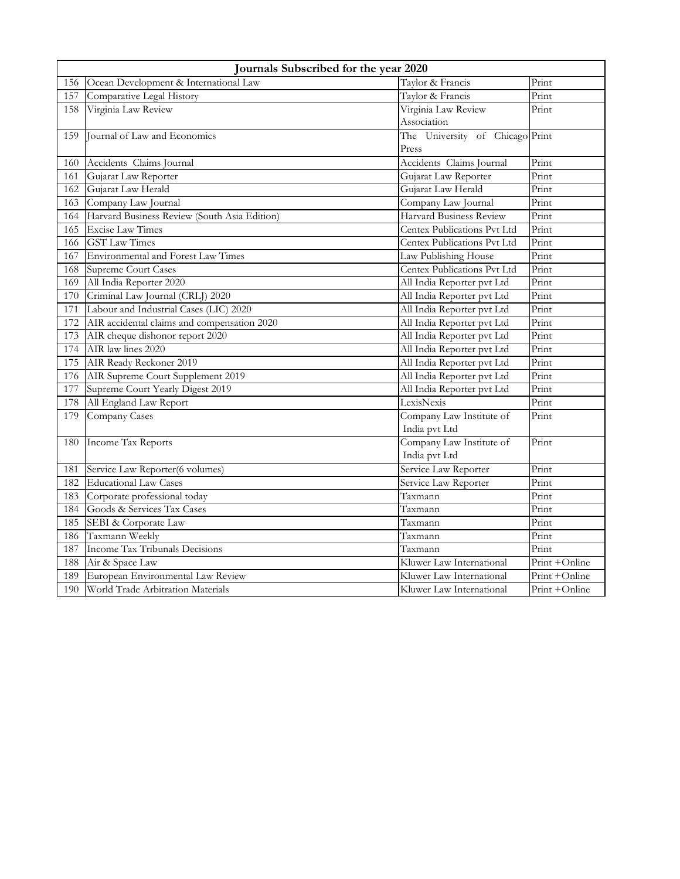| Journals Subscribed for the year 2020 | | | |
|---|---|---|---|
| 156 | Ocean Development & International Law | Taylor & Francis | Print |
| 157 | Comparative Legal History | Taylor & Francis | Print |
| 158 | Virginia Law Review | Virginia Law Review Association | Print |
| 159 | Journal of Law and Economics | The University of Chicago Press | Print |
| 160 | Accidents Claims Journal | Accidents Claims Journal | Print |
| 161 | Gujarat Law Reporter | Gujarat Law Reporter | Print |
| 162 | Gujarat Law Herald | Gujarat Law Herald | Print |
| 163 | Company Law Journal | Company Law Journal | Print |
| 164 | Harvard Business Review (South Asia Edition) | Harvard Business Review | Print |
| 165 | Excise Law Times | Centex Publications Pvt Ltd | Print |
| 166 | GST Law Times | Centex Publications Pvt Ltd | Print |
| 167 | Environmental and Forest Law Times | Law Publishing House | Print |
| 168 | Supreme Court Cases | Centex Publications Pvt Ltd | Print |
| 169 | All India Reporter 2020 | All India Reporter pvt Ltd | Print |
| 170 | Criminal Law Journal (CRLJ) 2020 | All India Reporter pvt Ltd | Print |
| 171 | Labour and Industrial Cases (LIC) 2020 | All India Reporter pvt Ltd | Print |
| 172 | AIR accidental claims and compensation 2020 | All India Reporter pvt Ltd | Print |
| 173 | AIR cheque dishonor report 2020 | All India Reporter pvt Ltd | Print |
| 174 | AIR law lines 2020 | All India Reporter pvt Ltd | Print |
| 175 | AIR Ready Reckoner 2019 | All India Reporter pvt Ltd | Print |
| 176 | AIR Supreme Court Supplement 2019 | All India Reporter pvt Ltd | Print |
| 177 | Supreme Court Yearly Digest 2019 | All India Reporter pvt Ltd | Print |
| 178 | All England Law Report | LexisNexis | Print |
| 179 | Company Cases | Company Law Institute of India pvt Ltd | Print |
| 180 | Income Tax Reports | Company Law Institute of India pvt Ltd | Print |
| 181 | Service Law Reporter(6 volumes) | Service Law Reporter | Print |
| 182 | Educational Law Cases | Service Law Reporter | Print |
| 183 | Corporate professional today | Taxmann | Print |
| 184 | Goods & Services Tax Cases | Taxmann | Print |
| 185 | SEBI & Corporate Law | Taxmann | Print |
| 186 | Taxmann Weekly | Taxmann | Print |
| 187 | Income Tax Tribunals Decisions | Taxmann | Print |
| 188 | Air & Space Law | Kluwer Law International | Print +Online |
| 189 | European Environmental Law Review | Kluwer Law International | Print +Online |
| 190 | World Trade Arbitration Materials | Kluwer Law International | Print +Online |